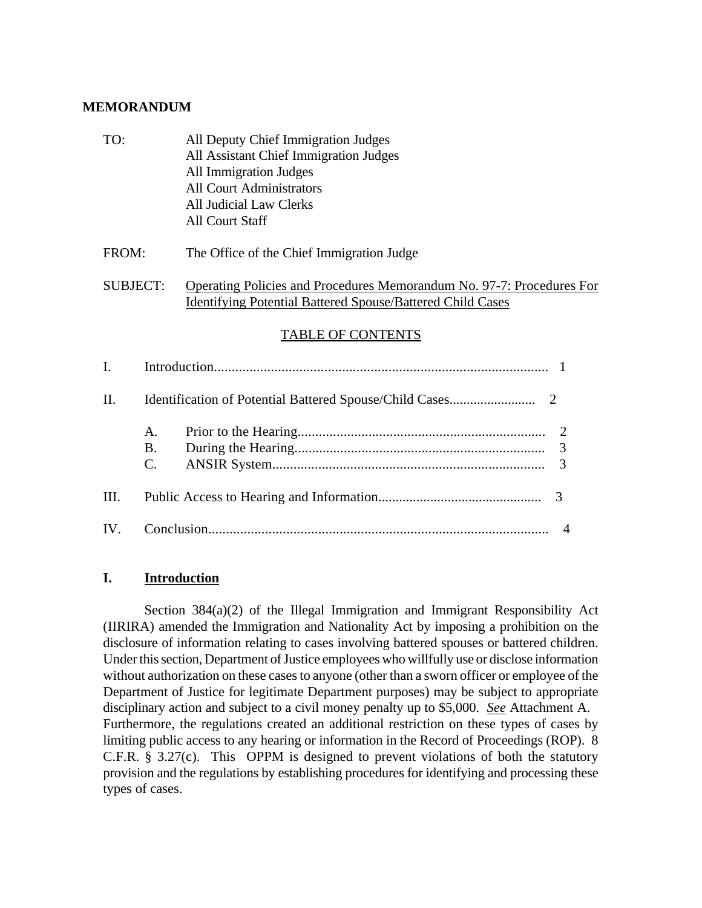**MEMORANDUM**

TO: All Deputy Chief Immigration Judges
All Assistant Chief Immigration Judges
All Immigration Judges
All Court Administrators
All Judicial Law Clerks
All Court Staff

FROM: The Office of the Chief Immigration Judge

SUBJECT: Operating Policies and Procedures Memorandum No. 97-7: Procedures For Identifying Potential Battered Spouse/Battered Child Cases

TABLE OF CONTENTS

I. Introduction.............................................................................................. 1

II. Identification of Potential Battered Spouse/Child Cases......................... 2

- A. Prior to the Hearing...................................................................... 2
- B. During the Hearing....................................................................... 3
- C. ANSIR System............................................................................. 3

III. Public Access to Hearing and Information.............................................. 3

IV. Conclusion............................................................................................... 4

## I. Introduction

Section 384(a)(2) of the Illegal Immigration and Immigrant Responsibility Act (IIRIRA) amended the Immigration and Nationality Act by imposing a prohibition on the disclosure of information relating to cases involving battered spouses or battered children. Under this section, Department of Justice employees who willfully use or disclose information without authorization on these cases to anyone (other than a sworn officer or employee of the Department of Justice for legitimate Department purposes) may be subject to appropriate disciplinary action and subject to a civil money penalty up to $5,000. *See* Attachment A. Furthermore, the regulations created an additional restriction on these types of cases by limiting public access to any hearing or information in the Record of Proceedings (ROP). 8 C.F.R. § 3.27(c). This OPPM is designed to prevent violations of both the statutory provision and the regulations by establishing procedures for identifying and processing these types of cases.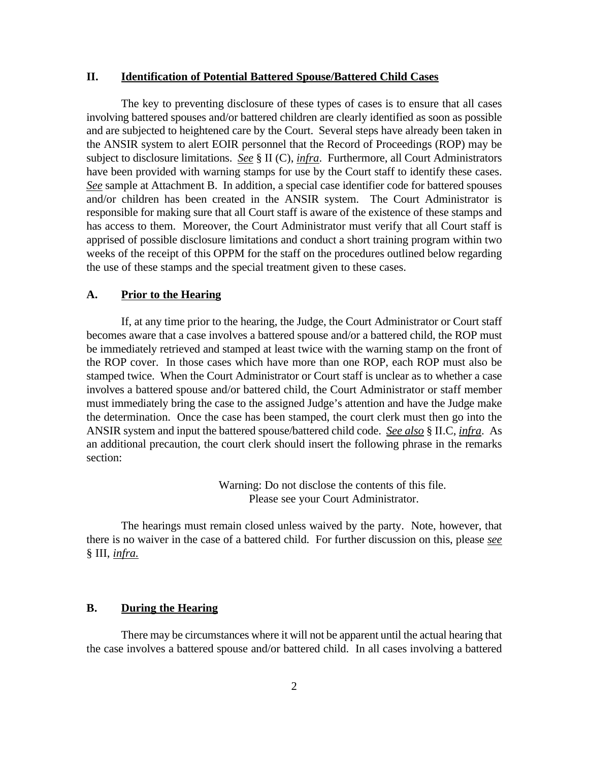## II. Identification of Potential Battered Spouse/Battered Child Cases

The key to preventing disclosure of these types of cases is to ensure that all cases involving battered spouses and/or battered children are clearly identified as soon as possible and are subjected to heightened care by the Court. Several steps have already been taken in the ANSIR system to alert EOIR personnel that the Record of Proceedings (ROP) may be subject to disclosure limitations. *See* § II (C), *infra*. Furthermore, all Court Administrators have been provided with warning stamps for use by the Court staff to identify these cases. *See* sample at Attachment B. In addition, a special case identifier code for battered spouses and/or children has been created in the ANSIR system. The Court Administrator is responsible for making sure that all Court staff is aware of the existence of these stamps and has access to them. Moreover, the Court Administrator must verify that all Court staff is apprised of possible disclosure limitations and conduct a short training program within two weeks of the receipt of this OPPM for the staff on the procedures outlined below regarding the use of these stamps and the special treatment given to these cases.

### A. Prior to the Hearing

If, at any time prior to the hearing, the Judge, the Court Administrator or Court staff becomes aware that a case involves a battered spouse and/or a battered child, the ROP must be immediately retrieved and stamped at least twice with the warning stamp on the front of the ROP cover. In those cases which have more than one ROP, each ROP must also be stamped twice. When the Court Administrator or Court staff is unclear as to whether a case involves a battered spouse and/or battered child, the Court Administrator or staff member must immediately bring the case to the assigned Judge's attention and have the Judge make the determination. Once the case has been stamped, the court clerk must then go into the ANSIR system and input the battered spouse/battered child code. *See also* § II.C, *infra*. As an additional precaution, the court clerk should insert the following phrase in the remarks section:

> Warning: Do not disclose the contents of this file.
> Please see your Court Administrator.

The hearings must remain closed unless waived by the party. Note, however, that there is no waiver in the case of a battered child. For further discussion on this, please *see* § III, *infra.*

### B. During the Hearing

There may be circumstances where it will not be apparent until the actual hearing that the case involves a battered spouse and/or battered child. In all cases involving a battered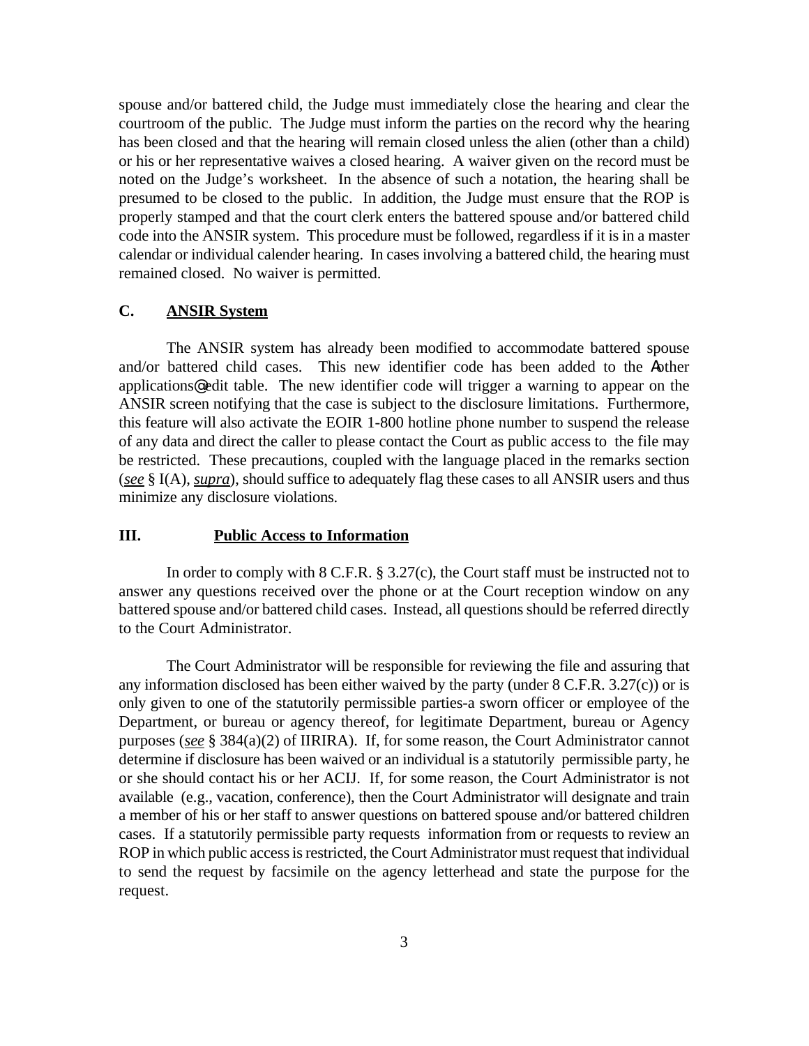spouse and/or battered child, the Judge must immediately close the hearing and clear the courtroom of the public. The Judge must inform the parties on the record why the hearing has been closed and that the hearing will remain closed unless the alien (other than a child) or his or her representative waives a closed hearing. A waiver given on the record must be noted on the Judge's worksheet. In the absence of such a notation, the hearing shall be presumed to be closed to the public. In addition, the Judge must ensure that the ROP is properly stamped and that the court clerk enters the battered spouse and/or battered child code into the ANSIR system. This procedure must be followed, regardless if it is in a master calendar or individual calender hearing. In cases involving a battered child, the hearing must remained closed. No waiver is permitted.

### C. <u>ANSIR System</u>

The ANSIR system has already been modified to accommodate battered spouse and/or battered child cases. This new identifier code has been added to the Aother applications@ edit table. The new identifier code will trigger a warning to appear on the ANSIR screen notifying that the case is subject to the disclosure limitations. Furthermore, this feature will also activate the EOIR 1-800 hotline phone number to suspend the release of any data and direct the caller to please contact the Court as public access to the file may be restricted. These precautions, coupled with the language placed in the remarks section (*<u>see</u>* § I(A), *<u>supra</u>*), should suffice to adequately flag these cases to all ANSIR users and thus minimize any disclosure violations.

## III. <u>Public Access to Information</u>

In order to comply with 8 C.F.R. § 3.27(c), the Court staff must be instructed not to answer any questions received over the phone or at the Court reception window on any battered spouse and/or battered child cases. Instead, all questions should be referred directly to the Court Administrator.

The Court Administrator will be responsible for reviewing the file and assuring that any information disclosed has been either waived by the party (under 8 C.F.R. 3.27(c)) or is only given to one of the statutorily permissible parties-a sworn officer or employee of the Department, or bureau or agency thereof, for legitimate Department, bureau or Agency purposes (*<u>see</u>* § 384(a)(2) of IIRIRA). If, for some reason, the Court Administrator cannot determine if disclosure has been waived or an individual is a statutorily permissible party, he or she should contact his or her ACIJ. If, for some reason, the Court Administrator is not available (e.g., vacation, conference), then the Court Administrator will designate and train a member of his or her staff to answer questions on battered spouse and/or battered children cases. If a statutorily permissible party requests information from or requests to review an ROP in which public access is restricted, the Court Administrator must request that individual to send the request by facsimile on the agency letterhead and state the purpose for the request.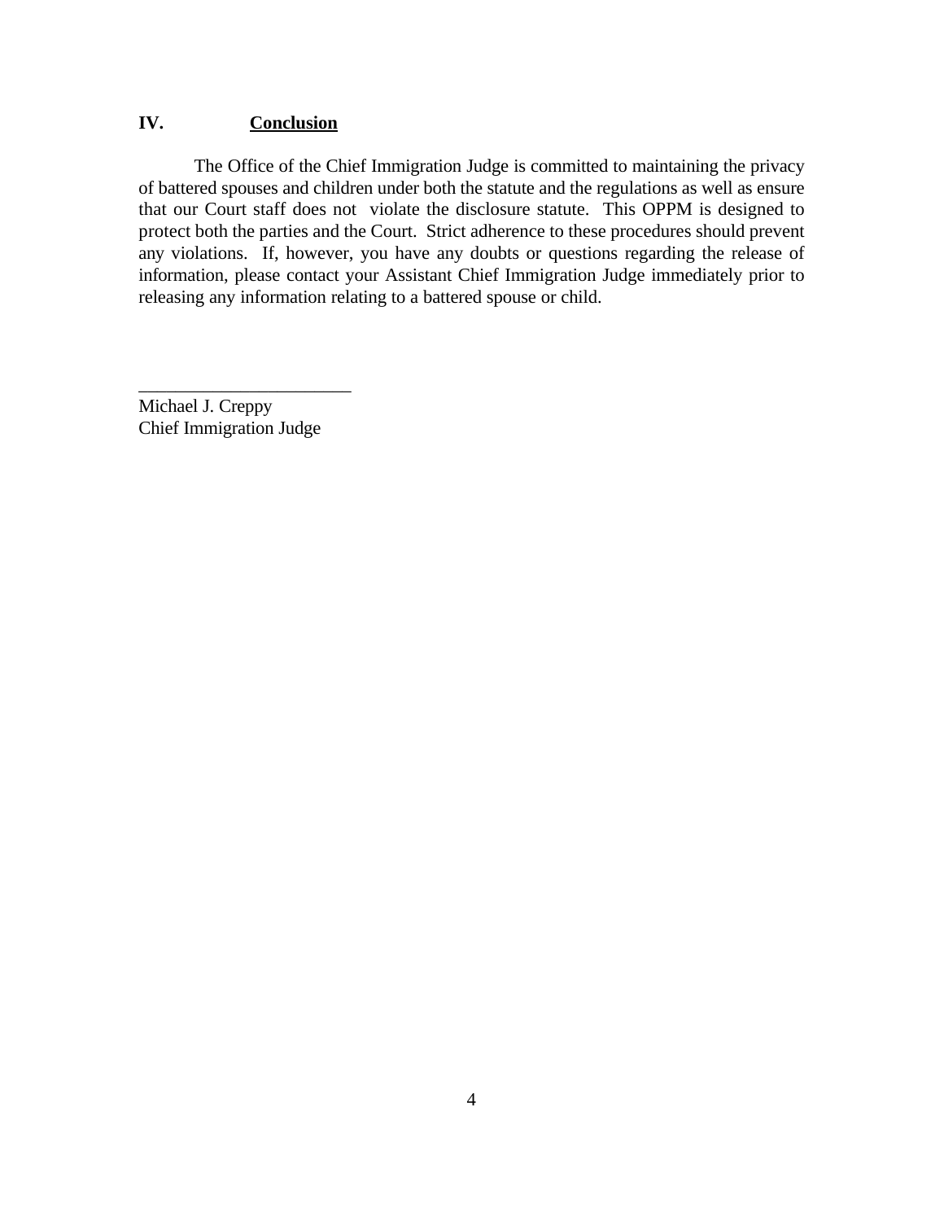## IV. Conclusion

The Office of the Chief Immigration Judge is committed to maintaining the privacy of battered spouses and children under both the statute and the regulations as well as ensure that our Court staff does not violate the disclosure statute. This OPPM is designed to protect both the parties and the Court. Strict adherence to these procedures should prevent any violations. If, however, you have any doubts or questions regarding the release of information, please contact your Assistant Chief Immigration Judge immediately prior to releasing any information relating to a battered spouse or child.

\_\_\_\_\_\_\_\_\_\_\_\_\_\_\_\_\_\_\_\_\_\_\_\_

Michael J. Creppy
Chief Immigration Judge